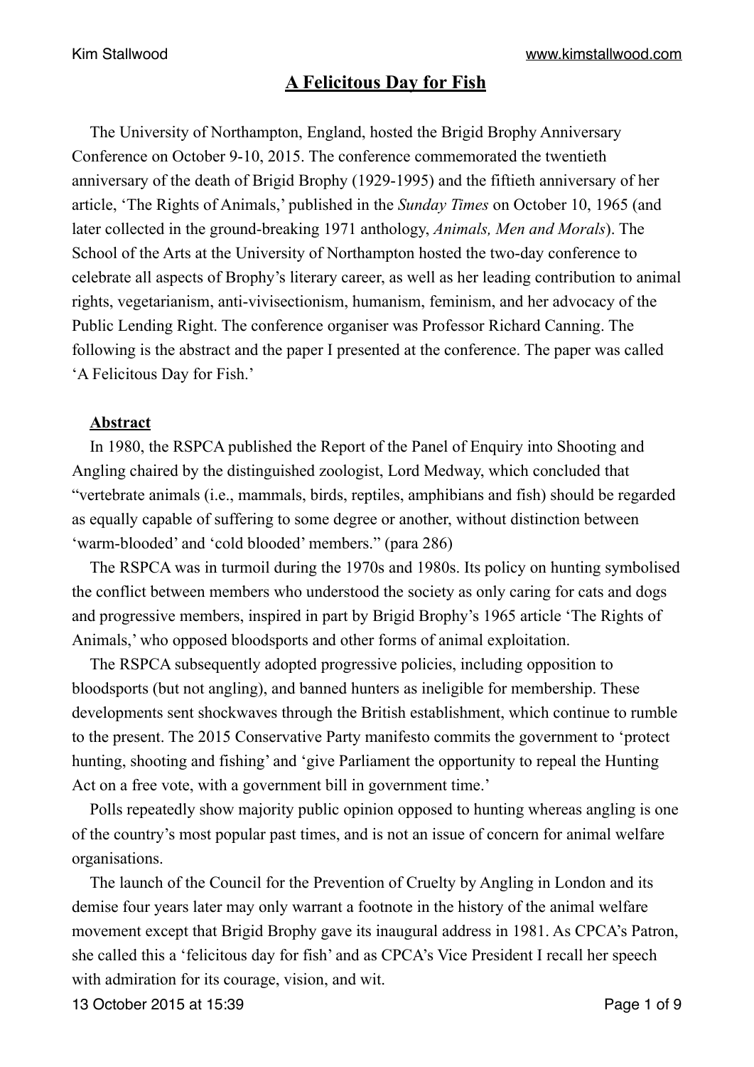# A Felicitous Day for Fish

The University of Northampton, England, hosted the Brigid Brophy Anniversary Conference on October 9-10, 2015. The conference commemorated the twentieth anniversary of the death of Brigid Brophy (1929-1995) and the fiftieth anniversary of her article, 'The Rights of Animals,' published in the *Sunday Times* on October 10, 1965 (and later collected in the ground-breaking 1971 anthology, *Animals, Men and Morals*). The School of the Arts at the University of Northampton hosted the two-day conference to celebrate all aspects of Brophy's literary career, as well as her leading contribution to animal rights, vegetarianism, anti-vivisectionism, humanism, feminism, and her advocacy of the Public Lending Right. The conference organiser was Professor Richard Canning. The following is the abstract and the paper I presented at the conference. The paper was called 'A Felicitous Day for Fish.'

## Abstract

In 1980, the RSPCA published the Report of the Panel of Enquiry into Shooting and Angling chaired by the distinguished zoologist, Lord Medway, which concluded that "vertebrate animals (i.e., mammals, birds, reptiles, amphibians and fish) should be regarded as equally capable of suffering to some degree or another, without distinction between 'warm-blooded' and 'cold blooded' members." (para 286)

The RSPCA was in turmoil during the 1970s and 1980s. Its policy on hunting symbolised the conflict between members who understood the society as only caring for cats and dogs and progressive members, inspired in part by Brigid Brophy's 1965 article 'The Rights of Animals,' who opposed bloodsports and other forms of animal exploitation.

The RSPCA subsequently adopted progressive policies, including opposition to bloodsports (but not angling), and banned hunters as ineligible for membership. These developments sent shockwaves through the British establishment, which continue to rumble to the present. The 2015 Conservative Party manifesto commits the government to 'protect hunting, shooting and fishing' and 'give Parliament the opportunity to repeal the Hunting Act on a free vote, with a government bill in government time.'

Polls repeatedly show majority public opinion opposed to hunting whereas angling is one of the country's most popular past times, and is not an issue of concern for animal welfare organisations.

The launch of the Council for the Prevention of Cruelty by Angling in London and its demise four years later may only warrant a footnote in the history of the animal welfare movement except that Brigid Brophy gave its inaugural address in 1981. As CPCA's Patron, she called this a 'felicitous day for fish' and as CPCA's Vice President I recall her speech with admiration for its courage, vision, and wit.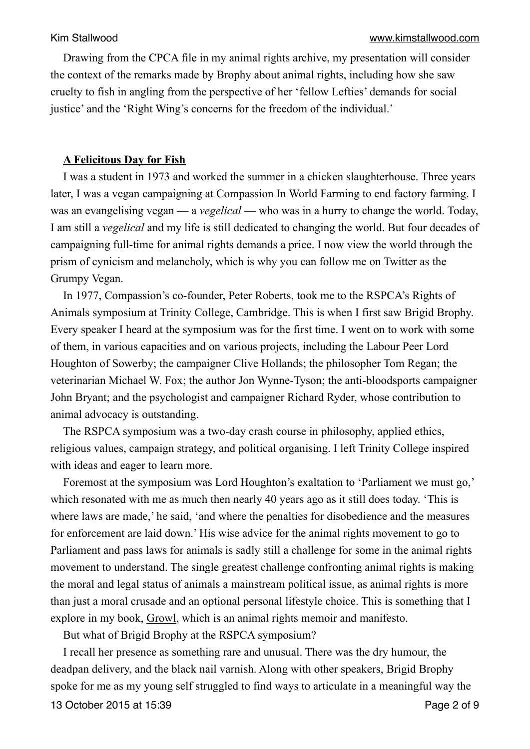Drawing from the CPCA file in my animal rights archive, my presentation will consider the context of the remarks made by Brophy about animal rights, including how she saw cruelty to fish in angling from the perspective of her 'fellow Lefties' demands for social justice' and the 'Right Wing's concerns for the freedom of the individual.'

## **A Felicitous Day for Fish**

I was a student in 1973 and worked the summer in a chicken slaughterhouse. Three years later, I was a vegan campaigning at Compassion In World Farming to end factory farming. I was an evangelising vegan — a *vegelical* — who was in a hurry to change the world. Today, I am still a *vegelical* and my life is still dedicated to changing the world. But four decades of campaigning full-time for animal rights demands a price. I now view the world through the prism of cynicism and melancholy, which is why you can follow me on Twitter as the Grumpy Vegan.

In 1977, Compassion's co-founder, Peter Roberts, took me to the RSPCA's Rights of Animals symposium at Trinity College, Cambridge. This is when I first saw Brigid Brophy. Every speaker I heard at the symposium was for the first time. I went on to work with some of them, in various capacities and on various projects, including the Labour Peer Lord Houghton of Sowerby; the campaigner Clive Hollands; the philosopher Tom Regan; the veterinarian Michael W. Fox; the author Jon Wynne-Tyson; the anti-bloodsports campaigner John Bryant; and the psychologist and campaigner Richard Ryder, whose contribution to animal advocacy is outstanding.

The RSPCA symposium was a two-day crash course in philosophy, applied ethics, religious values, campaign strategy, and political organising. I left Trinity College inspired with ideas and eager to learn more.

Foremost at the symposium was Lord Houghton's exaltation to 'Parliament we must go,' which resonated with me as much then nearly 40 years ago as it still does today. 'This is where laws are made,' he said, 'and where the penalties for disobedience and the measures for enforcement are laid down.' His wise advice for the animal rights movement to go to Parliament and pass laws for animals is sadly still a challenge for some in the animal rights movement to understand. The single greatest challenge confronting animal rights is making the moral and legal status of animals a mainstream political issue, as animal rights is more than just a moral crusade and an optional personal lifestyle choice. This is something that I explore in my book, Growl, which is an animal rights memoir and manifesto.

But what of Brigid Brophy at the RSPCA symposium?

I recall her presence as something rare and unusual. There was the dry humour, the deadpan delivery, and the black nail varnish. Along with other speakers, Brigid Brophy spoke for me as my young self struggled to find ways to articulate in a meaningful way the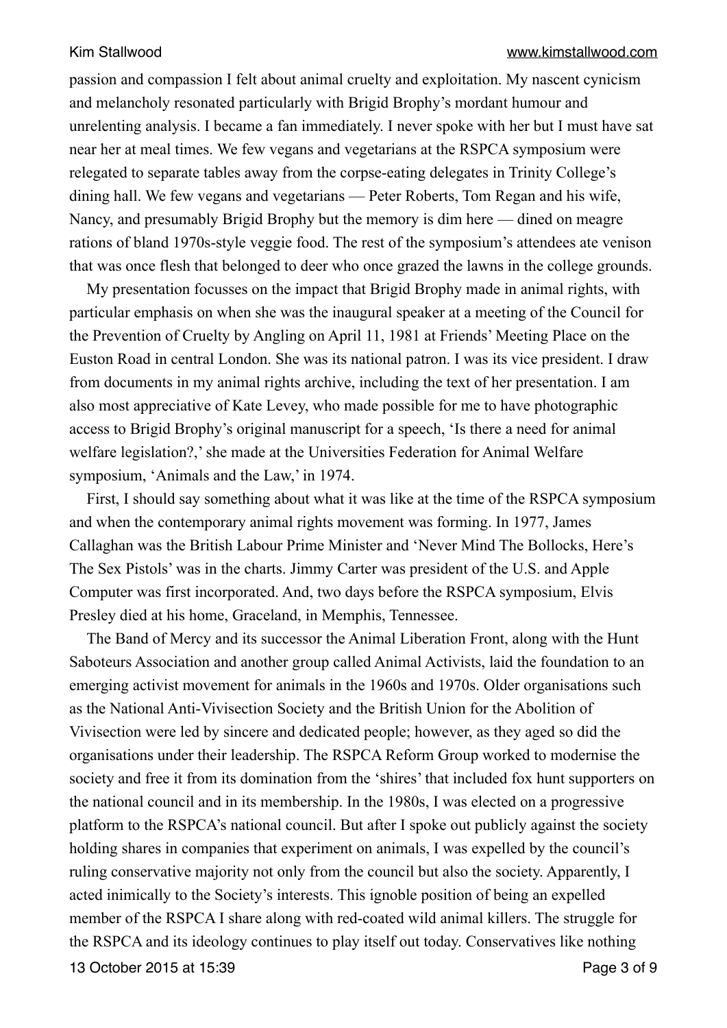passion and compassion I felt about animal cruelty and exploitation. My nascent cynicism and melancholy resonated particularly with Brigid Brophy's mordant humour and unrelenting analysis. I became a fan immediately. I never spoke with her but I must have sat near her at meal times. We few vegans and vegetarians at the RSPCA symposium were relegated to separate tables away from the corpse-eating delegates in Trinity College's dining hall. We few vegans and vegetarians — Peter Roberts, Tom Regan and his wife, Nancy, and presumably Brigid Brophy but the memory is dim here — dined on meagre rations of bland 1970s-style veggie food. The rest of the symposium's attendees ate venison that was once flesh that belonged to deer who once grazed the lawns in the college grounds.

My presentation focusses on the impact that Brigid Brophy made in animal rights, with particular emphasis on when she was the inaugural speaker at a meeting of the Council for the Prevention of Cruelty by Angling on April 11, 1981 at Friends' Meeting Place on the Euston Road in central London. She was its national patron. I was its vice president. I draw from documents in my animal rights archive, including the text of her presentation. I am also most appreciative of Kate Levey, who made possible for me to have photographic access to Brigid Brophy's original manuscript for a speech, 'Is there a need for animal welfare legislation?,' she made at the Universities Federation for Animal Welfare symposium, 'Animals and the Law,' in 1974.

First, I should say something about what it was like at the time of the RSPCA symposium and when the contemporary animal rights movement was forming. In 1977, James Callaghan was the British Labour Prime Minister and 'Never Mind The Bollocks, Here's The Sex Pistols' was in the charts. Jimmy Carter was president of the U.S. and Apple Computer was first incorporated. And, two days before the RSPCA symposium, Elvis Presley died at his home, Graceland, in Memphis, Tennessee.

The Band of Mercy and its successor the Animal Liberation Front, along with the Hunt Saboteurs Association and another group called Animal Activists, laid the foundation to an emerging activist movement for animals in the 1960s and 1970s. Older organisations such as the National Anti-Vivisection Society and the British Union for the Abolition of Vivisection were led by sincere and dedicated people; however, as they aged so did the organisations under their leadership. The RSPCA Reform Group worked to modernise the society and free it from its domination from the 'shires' that included fox hunt supporters on the national council and in its membership. In the 1980s, I was elected on a progressive platform to the RSPCA's national council. But after I spoke out publicly against the society holding shares in companies that experiment on animals, I was expelled by the council's ruling conservative majority not only from the council but also the society. Apparently, I acted inimically to the Society's interests. This ignoble position of being an expelled member of the RSPCA I share along with red-coated wild animal killers. The struggle for the RSPCA and its ideology continues to play itself out today. Conservatives like nothing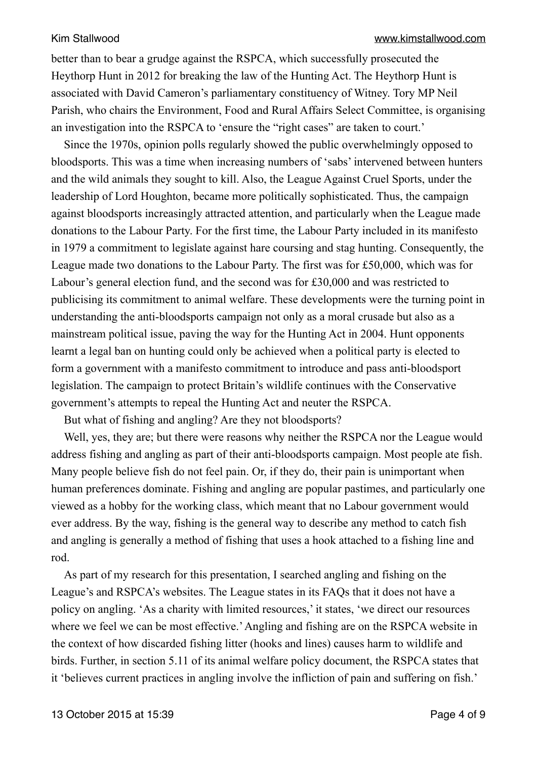better than to bear a grudge against the RSPCA, which successfully prosecuted the Heythorp Hunt in 2012 for breaking the law of the Hunting Act. The Heythorp Hunt is associated with David Cameron's parliamentary constituency of Witney. Tory MP Neil Parish, who chairs the Environment, Food and Rural Affairs Select Committee, is organising an investigation into the RSPCA to 'ensure the "right cases" are taken to court.'

Since the 1970s, opinion polls regularly showed the public overwhelmingly opposed to bloodsports. This was a time when increasing numbers of 'sabs' intervened between hunters and the wild animals they sought to kill. Also, the League Against Cruel Sports, under the leadership of Lord Houghton, became more politically sophisticated. Thus, the campaign against bloodsports increasingly attracted attention, and particularly when the League made donations to the Labour Party. For the first time, the Labour Party included in its manifesto in 1979 a commitment to legislate against hare coursing and stag hunting. Consequently, the League made two donations to the Labour Party. The first was for £50,000, which was for Labour's general election fund, and the second was for £30,000 and was restricted to publicising its commitment to animal welfare. These developments were the turning point in understanding the anti-bloodsports campaign not only as a moral crusade but also as a mainstream political issue, paving the way for the Hunting Act in 2004. Hunt opponents learnt a legal ban on hunting could only be achieved when a political party is elected to form a government with a manifesto commitment to introduce and pass anti-bloodsport legislation. The campaign to protect Britain's wildlife continues with the Conservative government's attempts to repeal the Hunting Act and neuter the RSPCA.

But what of fishing and angling? Are they not bloodsports?

Well, yes, they are; but there were reasons why neither the RSPCA nor the League would address fishing and angling as part of their anti-bloodsports campaign. Most people ate fish. Many people believe fish do not feel pain. Or, if they do, their pain is unimportant when human preferences dominate. Fishing and angling are popular pastimes, and particularly one viewed as a hobby for the working class, which meant that no Labour government would ever address. By the way, fishing is the general way to describe any method to catch fish and angling is generally a method of fishing that uses a hook attached to a fishing line and rod.

As part of my research for this presentation, I searched angling and fishing on the League's and RSPCA's websites. The League states in its FAQs that it does not have a policy on angling. 'As a charity with limited resources,' it states, 'we direct our resources where we feel we can be most effective.' Angling and fishing are on the RSPCA website in the context of how discarded fishing litter (hooks and lines) causes harm to wildlife and birds. Further, in section 5.11 of its animal welfare policy document, the RSPCA states that it 'believes current practices in angling involve the infliction of pain and suffering on fish.'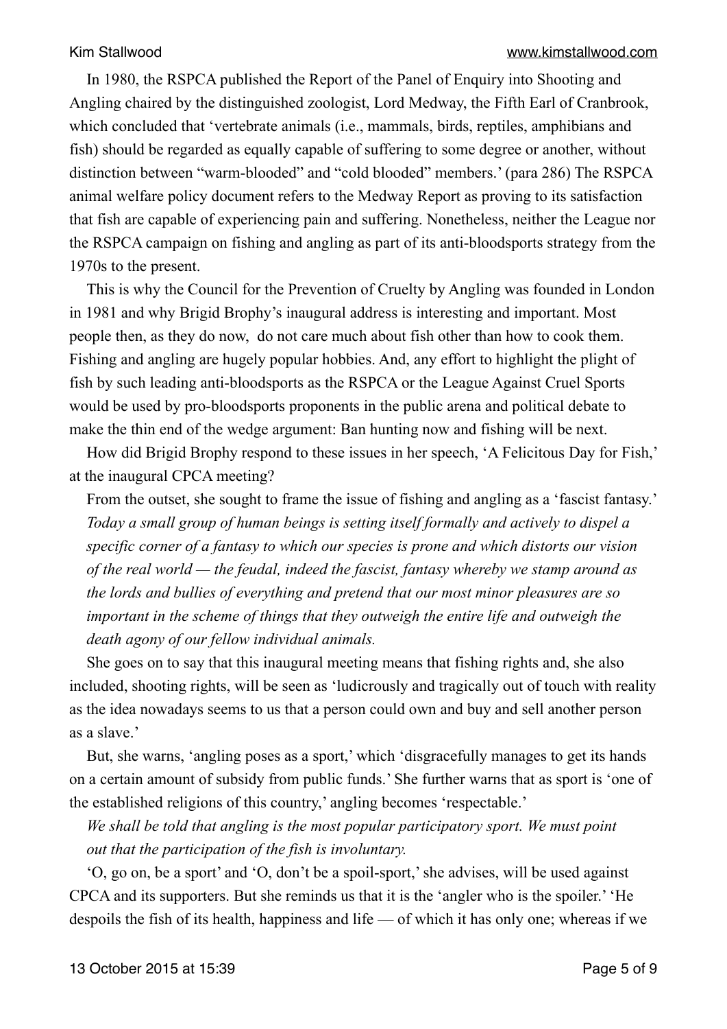In 1980, the RSPCA published the Report of the Panel of Enquiry into Shooting and Angling chaired by the distinguished zoologist, Lord Medway, the Fifth Earl of Cranbrook, which concluded that 'vertebrate animals (i.e., mammals, birds, reptiles, amphibians and fish) should be regarded as equally capable of suffering to some degree or another, without distinction between "warm-blooded" and "cold blooded" members.' (para 286) The RSPCA animal welfare policy document refers to the Medway Report as proving to its satisfaction that fish are capable of experiencing pain and suffering. Nonetheless, neither the League nor the RSPCA campaign on fishing and angling as part of its anti-bloodsports strategy from the 1970s to the present.

This is why the Council for the Prevention of Cruelty by Angling was founded in London in 1981 and why Brigid Brophy's inaugural address is interesting and important. Most people then, as they do now, do not care much about fish other than how to cook them. Fishing and angling are hugely popular hobbies. And, any effort to highlight the plight of fish by such leading anti-bloodsports as the RSPCA or the League Against Cruel Sports would be used by pro-bloodsports proponents in the public arena and political debate to make the thin end of the wedge argument: Ban hunting now and fishing will be next.

How did Brigid Brophy respond to these issues in her speech, 'A Felicitous Day for Fish,' at the inaugural CPCA meeting?

From the outset, she sought to frame the issue of fishing and angling as a 'fascist fantasy.'

*Today a small group of human beings is setting itself formally and actively to dispel a specific corner of a fantasy to which our species is prone and which distorts our vision of the real world — the feudal, indeed the fascist, fantasy whereby we stamp around as the lords and bullies of everything and pretend that our most minor pleasures are so important in the scheme of things that they outweigh the entire life and outweigh the death agony of our fellow individual animals.*

She goes on to say that this inaugural meeting means that fishing rights and, she also included, shooting rights, will be seen as 'ludicrously and tragically out of touch with reality as the idea nowadays seems to us that a person could own and buy and sell another person as a slave.'

But, she warns, 'angling poses as a sport,' which 'disgracefully manages to get its hands on a certain amount of subsidy from public funds.' She further warns that as sport is 'one of the established religions of this country,' angling becomes 'respectable.'

*We shall be told that angling is the most popular participatory sport. We must point out that the participation of the fish is involuntary.*

'O, go on, be a sport' and 'O, don't be a spoil-sport,' she advises, will be used against CPCA and its supporters. But she reminds us that it is the 'angler who is the spoiler.' 'He despoils the fish of its health, happiness and life — of which it has only one; whereas if we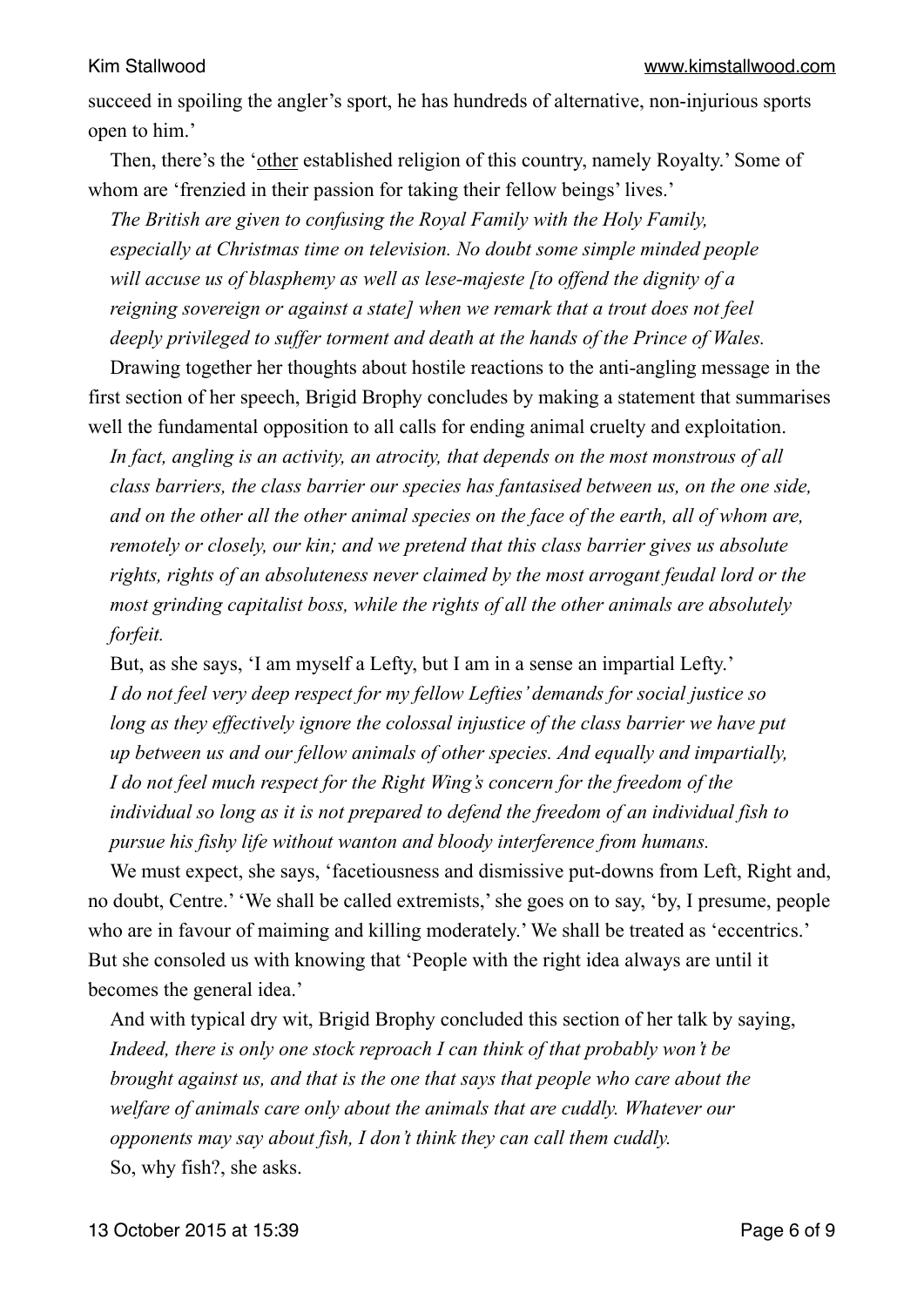succeed in spoiling the angler's sport, he has hundreds of alternative, non-injurious sports open to him.'

Then, there's the '<u>other</u> established religion of this country, namely Royalty.' Some of whom are 'frenzied in their passion for taking their fellow beings' lives.'

*The British are given to confusing the Royal Family with the Holy Family, especially at Christmas time on television. No doubt some simple minded people will accuse us of blasphemy as well as lese-majeste [to offend the dignity of a reigning sovereign or against a state] when we remark that a trout does not feel deeply privileged to suffer torment and death at the hands of the Prince of Wales.*

Drawing together her thoughts about hostile reactions to the anti-angling message in the first section of her speech, Brigid Brophy concludes by making a statement that summarises well the fundamental opposition to all calls for ending animal cruelty and exploitation.

*In fact, angling is an activity, an atrocity, that depends on the most monstrous of all class barriers, the class barrier our species has fantasised between us, on the one side, and on the other all the other animal species on the face of the earth, all of whom are, remotely or closely, our kin; and we pretend that this class barrier gives us absolute rights, rights of an absoluteness never claimed by the most arrogant feudal lord or the most grinding capitalist boss, while the rights of all the other animals are absolutely forfeit.*

But, as she says, 'I am myself a Lefty, but I am in a sense an impartial Lefty.'

*I do not feel very deep respect for my fellow Lefties' demands for social justice so long as they effectively ignore the colossal injustice of the class barrier we have put up between us and our fellow animals of other species. And equally and impartially, I do not feel much respect for the Right Wing's concern for the freedom of the individual so long as it is not prepared to defend the freedom of an individual fish to pursue his fishy life without wanton and bloody interference from humans.*

We must expect, she says, 'facetiousness and dismissive put-downs from Left, Right and, no doubt, Centre.' 'We shall be called extremists,' she goes on to say, 'by, I presume, people who are in favour of maiming and killing moderately.' We shall be treated as 'eccentrics.' But she consoled us with knowing that 'People with the right idea always are until it becomes the general idea.'

And with typical dry wit, Brigid Brophy concluded this section of her talk by saying,

*Indeed, there is only one stock reproach I can think of that probably won't be brought against us, and that is the one that says that people who care about the welfare of animals care only about the animals that are cuddly. Whatever our opponents may say about fish, I don't think they can call them cuddly.*

So, why fish?, she asks.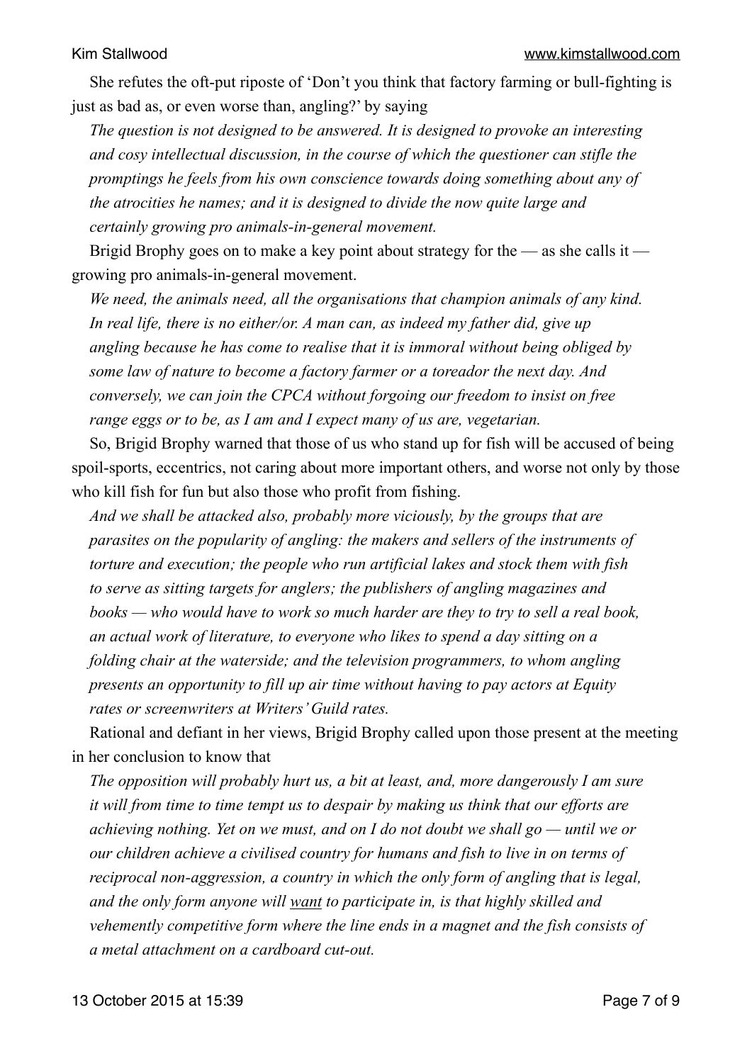She refutes the oft-put riposte of 'Don't you think that factory farming or bull-fighting is just as bad as, or even worse than, angling?' by saying

> *The question is not designed to be answered. It is designed to provoke an interesting and cosy intellectual discussion, in the course of which the questioner can stifle the promptings he feels from his own conscience towards doing something about any of the atrocities he names; and it is designed to divide the now quite large and certainly growing pro animals-in-general movement.*

Brigid Brophy goes on to make a key point about strategy for the — as she calls it — growing pro animals-in-general movement.

> *We need, the animals need, all the organisations that champion animals of any kind. In real life, there is no either/or. A man can, as indeed my father did, give up angling because he has come to realise that it is immoral without being obliged by some law of nature to become a factory farmer or a toreador the next day. And conversely, we can join the CPCA without forgoing our freedom to insist on free range eggs or to be, as I am and I expect many of us are, vegetarian.*

So, Brigid Brophy warned that those of us who stand up for fish will be accused of being spoil-sports, eccentrics, not caring about more important others, and worse not only by those who kill fish for fun but also those who profit from fishing.

> *And we shall be attacked also, probably more viciously, by the groups that are parasites on the popularity of angling: the makers and sellers of the instruments of torture and execution; the people who run artificial lakes and stock them with fish to serve as sitting targets for anglers; the publishers of angling magazines and books — who would have to work so much harder are they to try to sell a real book, an actual work of literature, to everyone who likes to spend a day sitting on a folding chair at the waterside; and the television programmers, to whom angling presents an opportunity to fill up air time without having to pay actors at Equity rates or screenwriters at Writers' Guild rates.*

Rational and defiant in her views, Brigid Brophy called upon those present at the meeting in her conclusion to know that

> *The opposition will probably hurt us, a bit at least, and, more dangerously I am sure it will from time to time tempt us to despair by making us think that our efforts are achieving nothing. Yet on we must, and on I do not doubt we shall go — until we or our children achieve a civilised country for humans and fish to live in on terms of reciprocal non-aggression, a country in which the only form of angling that is legal, and the only form anyone will* <u>want</u> *to participate in, is that highly skilled and vehemently competitive form where the line ends in a magnet and the fish consists of a metal attachment on a cardboard cut-out.*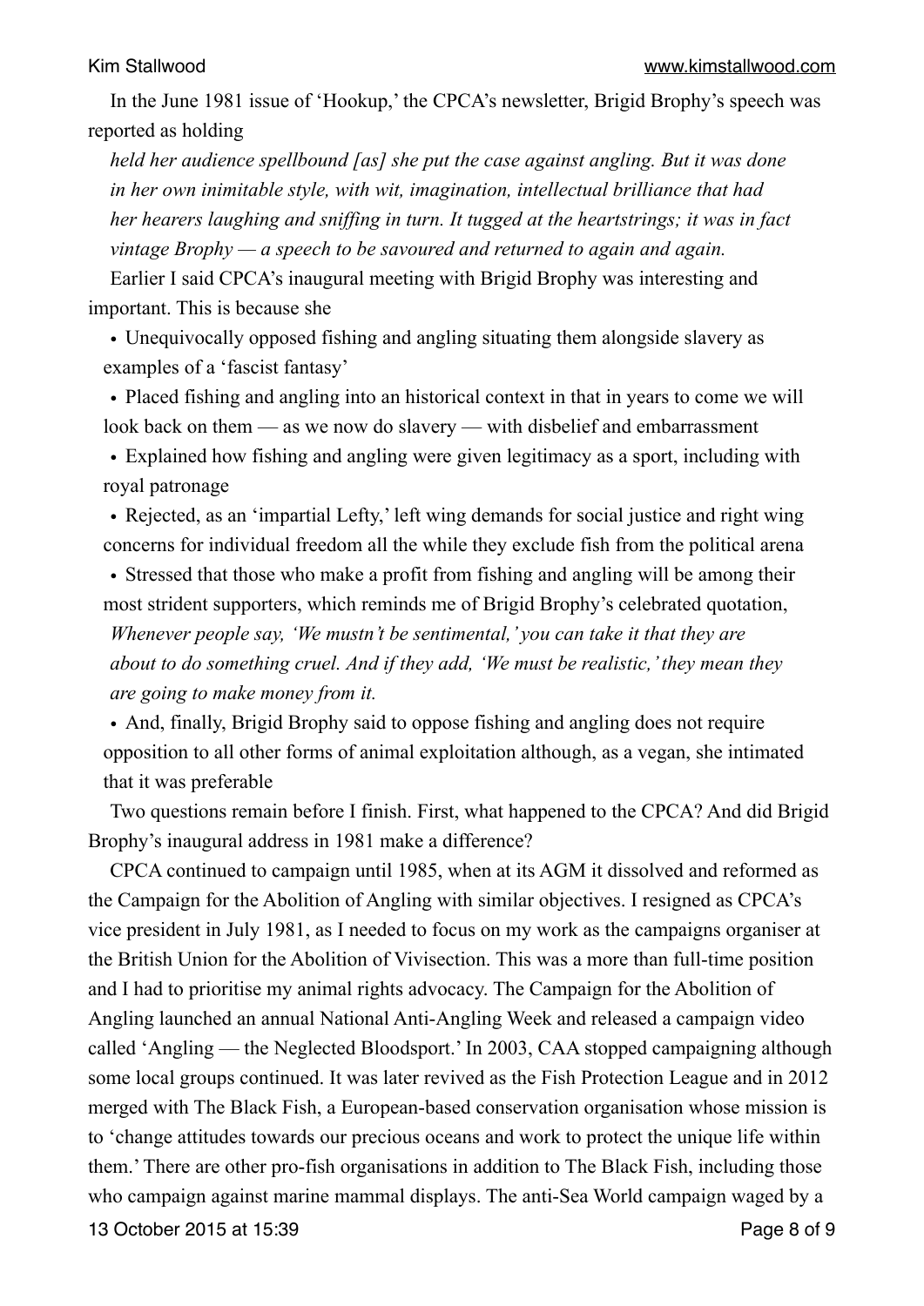In the June 1981 issue of 'Hookup,' the CPCA's newsletter, Brigid Brophy's speech was reported as holding

> *held her audience spellbound [as] she put the case against angling. But it was done in her own inimitable style, with wit, imagination, intellectual brilliance that had her hearers laughing and sniffing in turn. It tugged at the heartstrings; it was in fact vintage Brophy — a speech to be savoured and returned to again and again.*

Earlier I said CPCA's inaugural meeting with Brigid Brophy was interesting and important. This is because she

- Unequivocally opposed fishing and angling situating them alongside slavery as examples of a 'fascist fantasy'
- Placed fishing and angling into an historical context in that in years to come we will look back on them — as we now do slavery — with disbelief and embarrassment
- Explained how fishing and angling were given legitimacy as a sport, including with royal patronage
- Rejected, as an 'impartial Lefty,' left wing demands for social justice and right wing concerns for individual freedom all the while they exclude fish from the political arena
- Stressed that those who make a profit from fishing and angling will be among their most strident supporters, which reminds me of Brigid Brophy's celebrated quotation,

  *Whenever people say, 'We mustn't be sentimental,' you can take it that they are about to do something cruel. And if they add, 'We must be realistic,' they mean they are going to make money from it.*
- And, finally, Brigid Brophy said to oppose fishing and angling does not require opposition to all other forms of animal exploitation although, as a vegan, she intimated that it was preferable

Two questions remain before I finish. First, what happened to the CPCA? And did Brigid Brophy's inaugural address in 1981 make a difference?

CPCA continued to campaign until 1985, when at its AGM it dissolved and reformed as the Campaign for the Abolition of Angling with similar objectives. I resigned as CPCA's vice president in July 1981, as I needed to focus on my work as the campaigns organiser at the British Union for the Abolition of Vivisection. This was a more than full-time position and I had to prioritise my animal rights advocacy. The Campaign for the Abolition of Angling launched an annual National Anti-Angling Week and released a campaign video called 'Angling — the Neglected Bloodsport.' In 2003, CAA stopped campaigning although some local groups continued. It was later revived as the Fish Protection League and in 2012 merged with The Black Fish, a European-based conservation organisation whose mission is to 'change attitudes towards our precious oceans and work to protect the unique life within them.' There are other pro-fish organisations in addition to The Black Fish, including those who campaign against marine mammal displays. The anti-Sea World campaign waged by a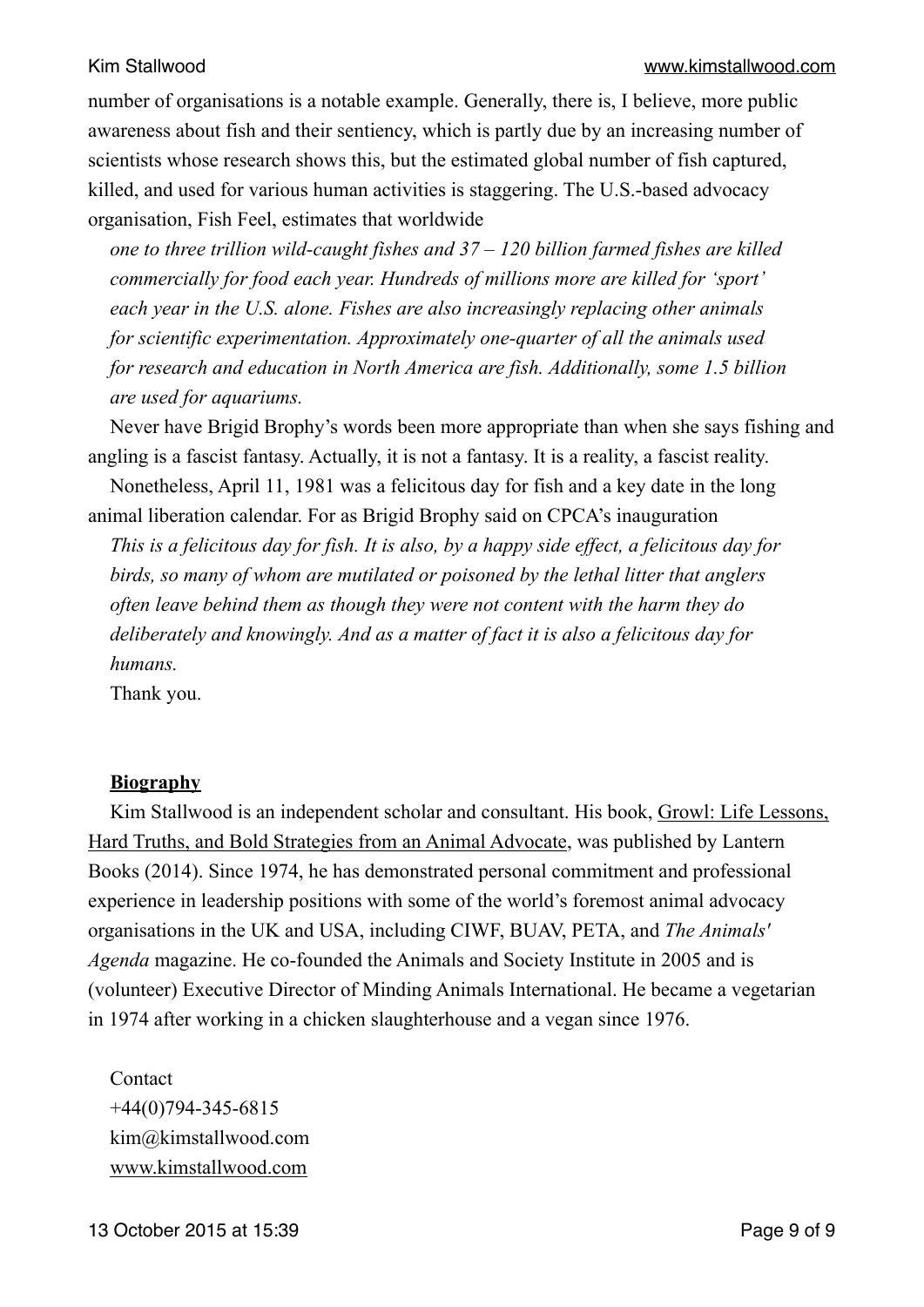number of organisations is a notable example. Generally, there is, I believe, more public awareness about fish and their sentiency, which is partly due by an increasing number of scientists whose research shows this, but the estimated global number of fish captured, killed, and used for various human activities is staggering. The U.S.-based advocacy organisation, Fish Feel, estimates that worldwide

> *one to three trillion wild-caught fishes and 37 – 120 billion farmed fishes are killed commercially for food each year. Hundreds of millions more are killed for 'sport' each year in the U.S. alone. Fishes are also increasingly replacing other animals for scientific experimentation. Approximately one-quarter of all the animals used for research and education in North America are fish. Additionally, some 1.5 billion are used for aquariums.*

Never have Brigid Brophy's words been more appropriate than when she says fishing and angling is a fascist fantasy. Actually, it is not a fantasy. It is a reality, a fascist reality.

Nonetheless, April 11, 1981 was a felicitous day for fish and a key date in the long animal liberation calendar. For as Brigid Brophy said on CPCA's inauguration

> *This is a felicitous day for fish. It is also, by a happy side effect, a felicitous day for birds, so many of whom are mutilated or poisoned by the lethal litter that anglers often leave behind them as though they were not content with the harm they do deliberately and knowingly. And as a matter of fact it is also a felicitous day for humans.*

Thank you.

**Biography**

Kim Stallwood is an independent scholar and consultant. His book, Growl: Life Lessons, Hard Truths, and Bold Strategies from an Animal Advocate, was published by Lantern Books (2014). Since 1974, he has demonstrated personal commitment and professional experience in leadership positions with some of the world's foremost animal advocacy organisations in the UK and USA, including CIWF, BUAV, PETA, and *The Animals' Agenda* magazine. He co-founded the Animals and Society Institute in 2005 and is (volunteer) Executive Director of Minding Animals International. He became a vegetarian in 1974 after working in a chicken slaughterhouse and a vegan since 1976.

Contact
+44(0)794-345-6815
kim@kimstallwood.com
www.kimstallwood.com